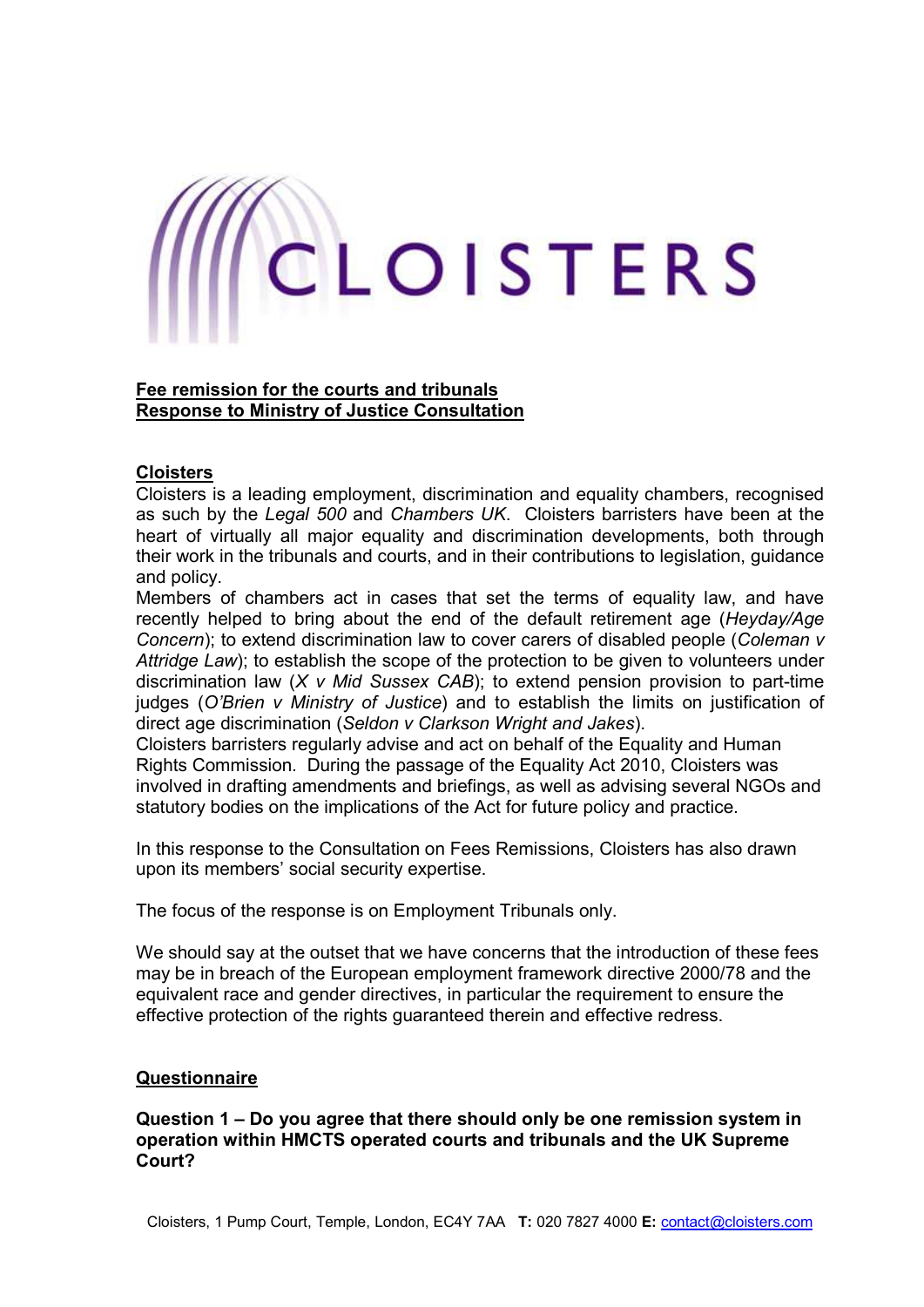# CLOISTERS

**Fee remission for the courts and tribunals**
**Response to Ministry of Justice Consultation**

## Cloisters

Cloisters is a leading employment, discrimination and equality chambers, recognised as such by the *Legal 500* and *Chambers UK*. Cloisters barristers have been at the heart of virtually all major equality and discrimination developments, both through their work in the tribunals and courts, and in their contributions to legislation, guidance and policy.

Members of chambers act in cases that set the terms of equality law, and have recently helped to bring about the end of the default retirement age (*Heyday/Age Concern*); to extend discrimination law to cover carers of disabled people (*Coleman v Attridge Law*); to establish the scope of the protection to be given to volunteers under discrimination law (*X v Mid Sussex CAB*); to extend pension provision to part-time judges (*O'Brien v Ministry of Justice*) and to establish the limits on justification of direct age discrimination (*Seldon v Clarkson Wright and Jakes*).

Cloisters barristers regularly advise and act on behalf of the Equality and Human Rights Commission. During the passage of the Equality Act 2010, Cloisters was involved in drafting amendments and briefings, as well as advising several NGOs and statutory bodies on the implications of the Act for future policy and practice.

In this response to the Consultation on Fees Remissions, Cloisters has also drawn upon its members' social security expertise.

The focus of the response is on Employment Tribunals only.

We should say at the outset that we have concerns that the introduction of these fees may be in breach of the European employment framework directive 2000/78 and the equivalent race and gender directives, in particular the requirement to ensure the effective protection of the rights guaranteed therein and effective redress.

## Questionnaire

**Question 1 – Do you agree that there should only be one remission system in operation within HMCTS operated courts and tribunals and the UK Supreme Court?**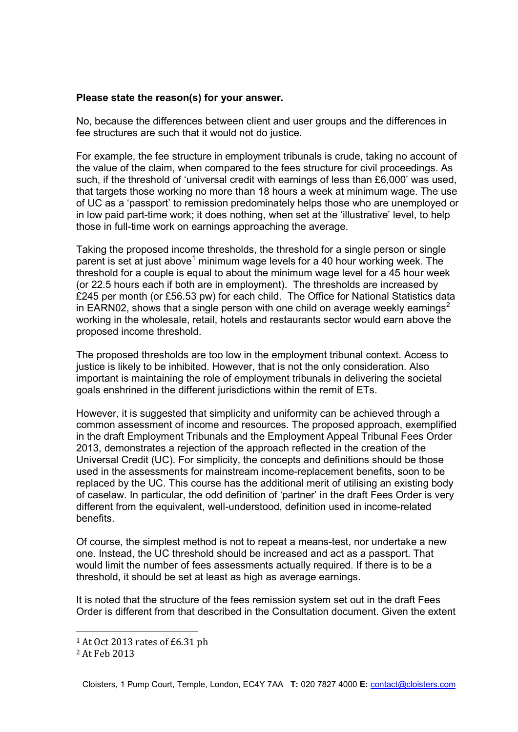**Please state the reason(s) for your answer.**

No, because the differences between client and user groups and the differences in fee structures are such that it would not do justice.

For example, the fee structure in employment tribunals is crude, taking no account of the value of the claim, when compared to the fees structure for civil proceedings. As such, if the threshold of 'universal credit with earnings of less than £6,000' was used, that targets those working no more than 18 hours a week at minimum wage. The use of UC as a 'passport' to remission predominately helps those who are unemployed or in low paid part-time work; it does nothing, when set at the 'illustrative' level, to help those in full-time work on earnings approaching the average.

Taking the proposed income thresholds, the threshold for a single person or single parent is set at just above[1] minimum wage levels for a 40 hour working week. The threshold for a couple is equal to about the minimum wage level for a 45 hour week (or 22.5 hours each if both are in employment). The thresholds are increased by £245 per month (or £56.53 pw) for each child. The Office for National Statistics data in EARN02, shows that a single person with one child on average weekly earnings[2] working in the wholesale, retail, hotels and restaurants sector would earn above the proposed income threshold.

The proposed thresholds are too low in the employment tribunal context. Access to justice is likely to be inhibited. However, that is not the only consideration. Also important is maintaining the role of employment tribunals in delivering the societal goals enshrined in the different jurisdictions within the remit of ETs.

However, it is suggested that simplicity and uniformity can be achieved through a common assessment of income and resources. The proposed approach, exemplified in the draft Employment Tribunals and the Employment Appeal Tribunal Fees Order 2013, demonstrates a rejection of the approach reflected in the creation of the Universal Credit (UC). For simplicity, the concepts and definitions should be those used in the assessments for mainstream income-replacement benefits, soon to be replaced by the UC. This course has the additional merit of utilising an existing body of caselaw. In particular, the odd definition of 'partner' in the draft Fees Order is very different from the equivalent, well-understood, definition used in income-related benefits.

Of course, the simplest method is not to repeat a means-test, nor undertake a new one. Instead, the UC threshold should be increased and act as a passport. That would limit the number of fees assessments actually required. If there is to be a threshold, it should be set at least as high as average earnings.

It is noted that the structure of the fees remission system set out in the draft Fees Order is different from that described in the Consultation document. Given the extent

---

[1] At Oct 2013 rates of £6.31 ph

[2] At Feb 2013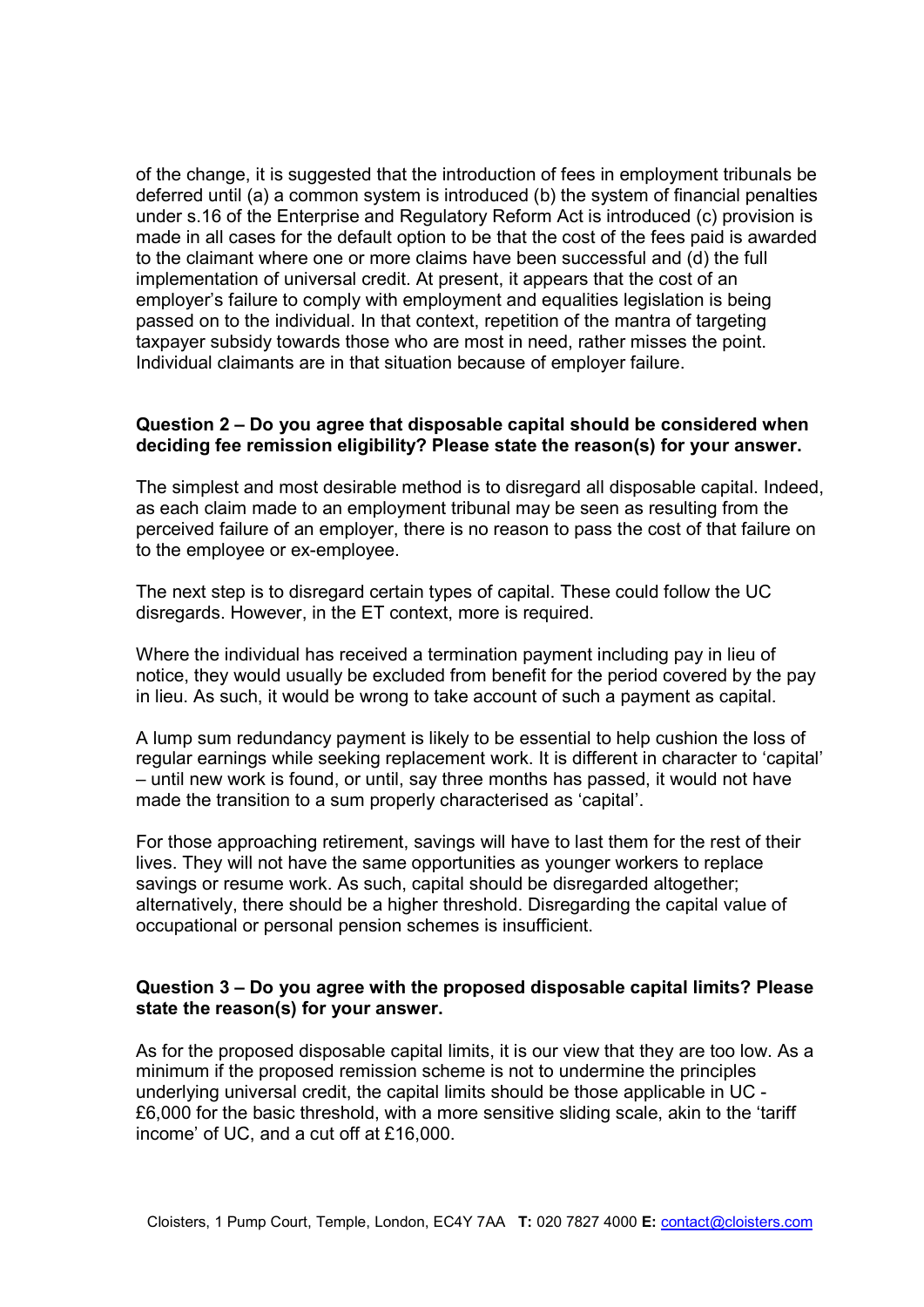of the change, it is suggested that the introduction of fees in employment tribunals be deferred until (a) a common system is introduced (b) the system of financial penalties under s.16 of the Enterprise and Regulatory Reform Act is introduced (c) provision is made in all cases for the default option to be that the cost of the fees paid is awarded to the claimant where one or more claims have been successful and (d) the full implementation of universal credit. At present, it appears that the cost of an employer's failure to comply with employment and equalities legislation is being passed on to the individual. In that context, repetition of the mantra of targeting taxpayer subsidy towards those who are most in need, rather misses the point. Individual claimants are in that situation because of employer failure.

**Question 2 – Do you agree that disposable capital should be considered when deciding fee remission eligibility? Please state the reason(s) for your answer.**

The simplest and most desirable method is to disregard all disposable capital. Indeed, as each claim made to an employment tribunal may be seen as resulting from the perceived failure of an employer, there is no reason to pass the cost of that failure on to the employee or ex-employee.

The next step is to disregard certain types of capital. These could follow the UC disregards. However, in the ET context, more is required.

Where the individual has received a termination payment including pay in lieu of notice, they would usually be excluded from benefit for the period covered by the pay in lieu. As such, it would be wrong to take account of such a payment as capital.

A lump sum redundancy payment is likely to be essential to help cushion the loss of regular earnings while seeking replacement work. It is different in character to 'capital' – until new work is found, or until, say three months has passed, it would not have made the transition to a sum properly characterised as 'capital'.

For those approaching retirement, savings will have to last them for the rest of their lives. They will not have the same opportunities as younger workers to replace savings or resume work. As such, capital should be disregarded altogether; alternatively, there should be a higher threshold. Disregarding the capital value of occupational or personal pension schemes is insufficient.

**Question 3 – Do you agree with the proposed disposable capital limits? Please state the reason(s) for your answer.**

As for the proposed disposable capital limits, it is our view that they are too low. As a minimum if the proposed remission scheme is not to undermine the principles underlying universal credit, the capital limits should be those applicable in UC - £6,000 for the basic threshold, with a more sensitive sliding scale, akin to the 'tariff income' of UC, and a cut off at £16,000.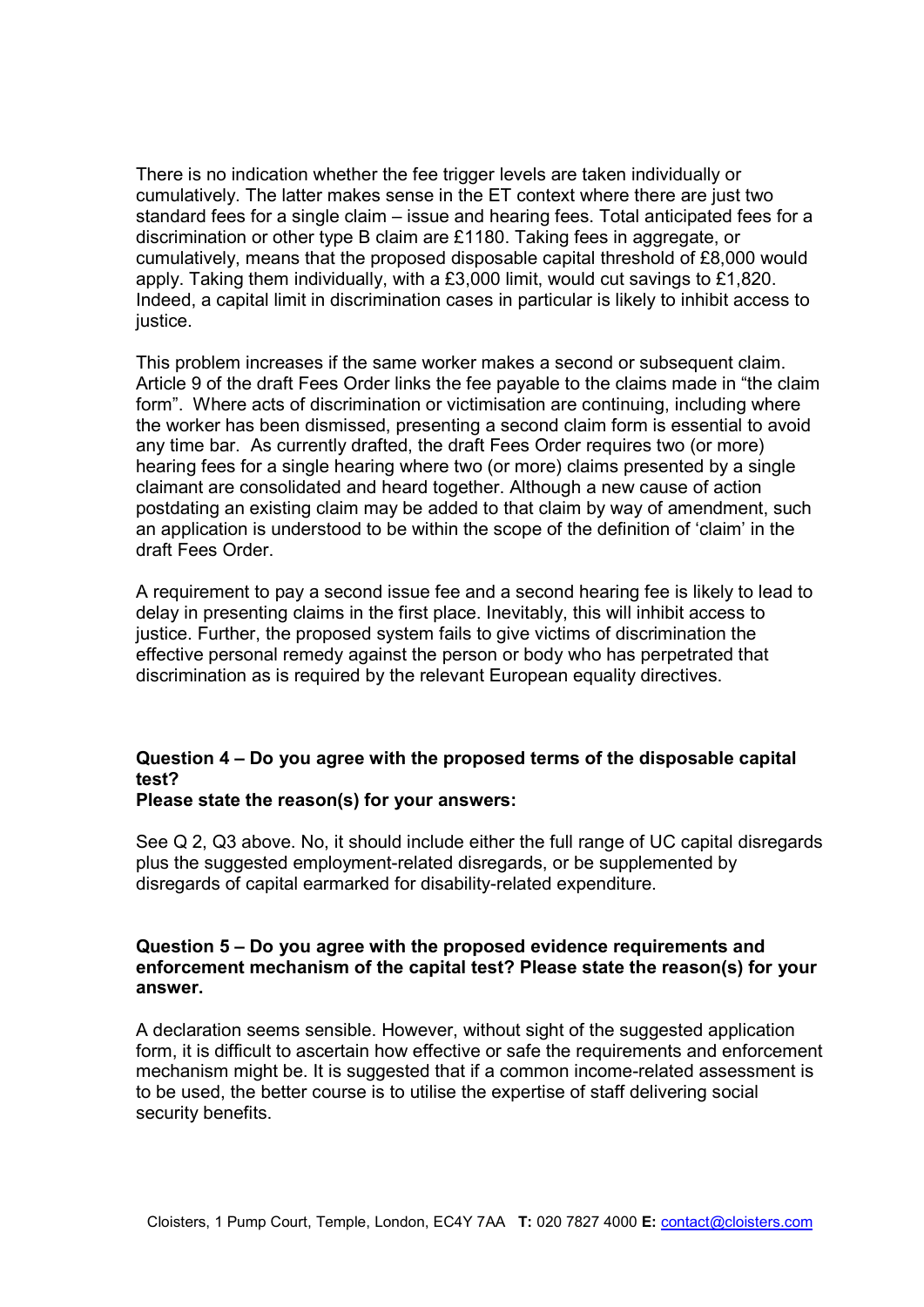There is no indication whether the fee trigger levels are taken individually or cumulatively. The latter makes sense in the ET context where there are just two standard fees for a single claim – issue and hearing fees. Total anticipated fees for a discrimination or other type B claim are £1180. Taking fees in aggregate, or cumulatively, means that the proposed disposable capital threshold of £8,000 would apply. Taking them individually, with a £3,000 limit, would cut savings to £1,820. Indeed, a capital limit in discrimination cases in particular is likely to inhibit access to justice.

This problem increases if the same worker makes a second or subsequent claim. Article 9 of the draft Fees Order links the fee payable to the claims made in "the claim form". Where acts of discrimination or victimisation are continuing, including where the worker has been dismissed, presenting a second claim form is essential to avoid any time bar. As currently drafted, the draft Fees Order requires two (or more) hearing fees for a single hearing where two (or more) claims presented by a single claimant are consolidated and heard together. Although a new cause of action postdating an existing claim may be added to that claim by way of amendment, such an application is understood to be within the scope of the definition of 'claim' in the draft Fees Order.

A requirement to pay a second issue fee and a second hearing fee is likely to lead to delay in presenting claims in the first place. Inevitably, this will inhibit access to justice. Further, the proposed system fails to give victims of discrimination the effective personal remedy against the person or body who has perpetrated that discrimination as is required by the relevant European equality directives.

**Question 4 – Do you agree with the proposed terms of the disposable capital test?**
**Please state the reason(s) for your answers:**

See Q 2, Q3 above. No, it should include either the full range of UC capital disregards plus the suggested employment-related disregards, or be supplemented by disregards of capital earmarked for disability-related expenditure.

**Question 5 – Do you agree with the proposed evidence requirements and enforcement mechanism of the capital test? Please state the reason(s) for your answer.**

A declaration seems sensible. However, without sight of the suggested application form, it is difficult to ascertain how effective or safe the requirements and enforcement mechanism might be. It is suggested that if a common income-related assessment is to be used, the better course is to utilise the expertise of staff delivering social security benefits.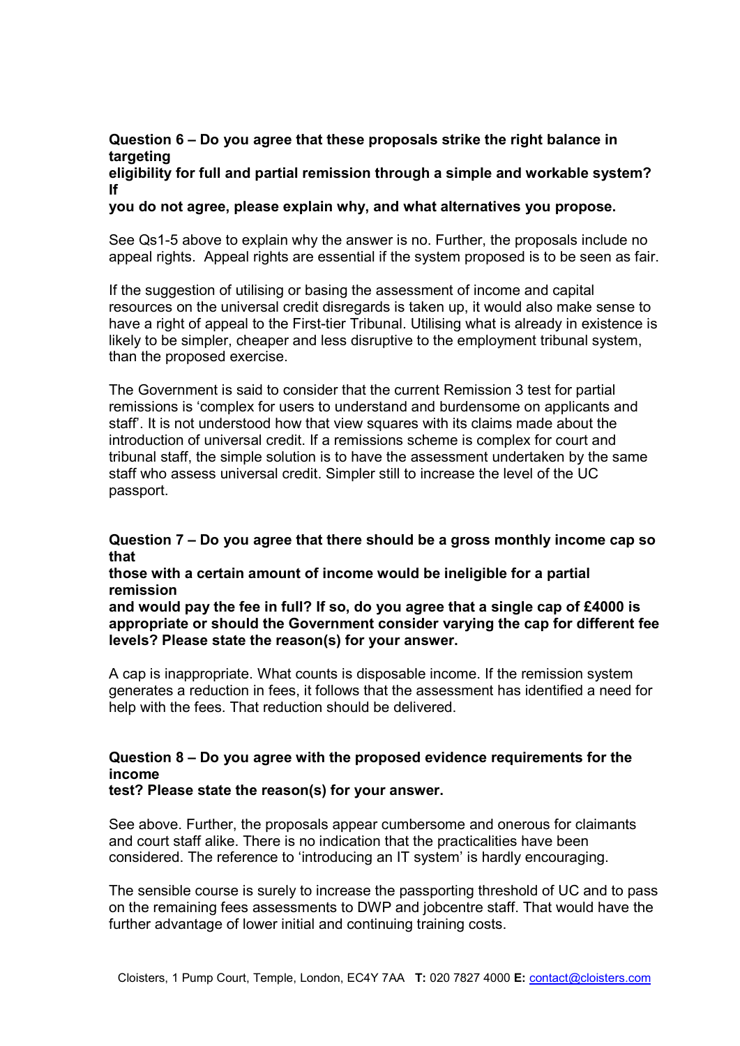**Question 6 – Do you agree that these proposals strike the right balance in targeting eligibility for full and partial remission through a simple and workable system? If you do not agree, please explain why, and what alternatives you propose.**

See Qs1-5 above to explain why the answer is no. Further, the proposals include no appeal rights. Appeal rights are essential if the system proposed is to be seen as fair.

If the suggestion of utilising or basing the assessment of income and capital resources on the universal credit disregards is taken up, it would also make sense to have a right of appeal to the First-tier Tribunal. Utilising what is already in existence is likely to be simpler, cheaper and less disruptive to the employment tribunal system, than the proposed exercise.

The Government is said to consider that the current Remission 3 test for partial remissions is 'complex for users to understand and burdensome on applicants and staff'. It is not understood how that view squares with its claims made about the introduction of universal credit. If a remissions scheme is complex for court and tribunal staff, the simple solution is to have the assessment undertaken by the same staff who assess universal credit. Simpler still to increase the level of the UC passport.

**Question 7 – Do you agree that there should be a gross monthly income cap so that those with a certain amount of income would be ineligible for a partial remission and would pay the fee in full? If so, do you agree that a single cap of £4000 is appropriate or should the Government consider varying the cap for different fee levels? Please state the reason(s) for your answer.**

A cap is inappropriate. What counts is disposable income. If the remission system generates a reduction in fees, it follows that the assessment has identified a need for help with the fees. That reduction should be delivered.

**Question 8 – Do you agree with the proposed evidence requirements for the income test? Please state the reason(s) for your answer.**

See above. Further, the proposals appear cumbersome and onerous for claimants and court staff alike. There is no indication that the practicalities have been considered. The reference to 'introducing an IT system' is hardly encouraging.

The sensible course is surely to increase the passporting threshold of UC and to pass on the remaining fees assessments to DWP and jobcentre staff. That would have the further advantage of lower initial and continuing training costs.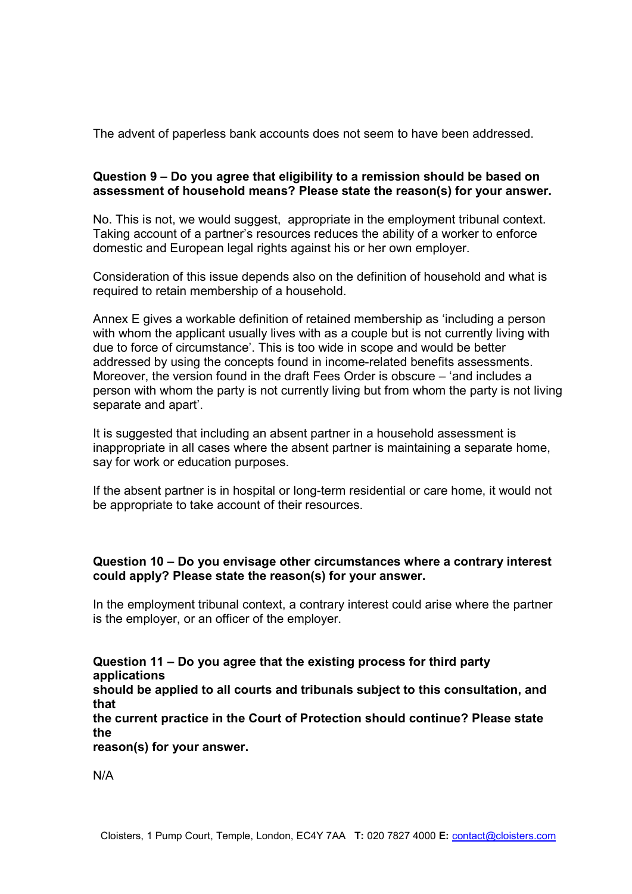The advent of paperless bank accounts does not seem to have been addressed.

**Question 9 – Do you agree that eligibility to a remission should be based on assessment of household means? Please state the reason(s) for your answer.**

No. This is not, we would suggest, appropriate in the employment tribunal context. Taking account of a partner's resources reduces the ability of a worker to enforce domestic and European legal rights against his or her own employer.

Consideration of this issue depends also on the definition of household and what is required to retain membership of a household.

Annex E gives a workable definition of retained membership as 'including a person with whom the applicant usually lives with as a couple but is not currently living with due to force of circumstance'. This is too wide in scope and would be better addressed by using the concepts found in income-related benefits assessments. Moreover, the version found in the draft Fees Order is obscure – 'and includes a person with whom the party is not currently living but from whom the party is not living separate and apart'.

It is suggested that including an absent partner in a household assessment is inappropriate in all cases where the absent partner is maintaining a separate home, say for work or education purposes.

If the absent partner is in hospital or long-term residential or care home, it would not be appropriate to take account of their resources.

**Question 10 – Do you envisage other circumstances where a contrary interest could apply? Please state the reason(s) for your answer.**

In the employment tribunal context, a contrary interest could arise where the partner is the employer, or an officer of the employer.

**Question 11 – Do you agree that the existing process for third party applications should be applied to all courts and tribunals subject to this consultation, and that the current practice in the Court of Protection should continue? Please state the reason(s) for your answer.**

N/A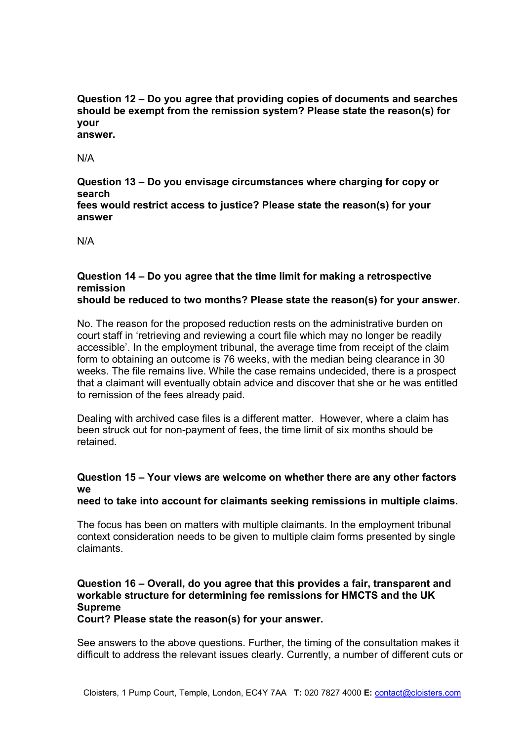**Question 12 – Do you agree that providing copies of documents and searches should be exempt from the remission system? Please state the reason(s) for your answer.**

N/A

**Question 13 – Do you envisage circumstances where charging for copy or search fees would restrict access to justice? Please state the reason(s) for your answer**

N/A

**Question 14 – Do you agree that the time limit for making a retrospective remission should be reduced to two months? Please state the reason(s) for your answer.**

No. The reason for the proposed reduction rests on the administrative burden on court staff in 'retrieving and reviewing a court file which may no longer be readily accessible'. In the employment tribunal, the average time from receipt of the claim form to obtaining an outcome is 76 weeks, with the median being clearance in 30 weeks. The file remains live. While the case remains undecided, there is a prospect that a claimant will eventually obtain advice and discover that she or he was entitled to remission of the fees already paid.

Dealing with archived case files is a different matter. However, where a claim has been struck out for non-payment of fees, the time limit of six months should be retained.

**Question 15 – Your views are welcome on whether there are any other factors we need to take into account for claimants seeking remissions in multiple claims.**

The focus has been on matters with multiple claimants. In the employment tribunal context consideration needs to be given to multiple claim forms presented by single claimants.

**Question 16 – Overall, do you agree that this provides a fair, transparent and workable structure for determining fee remissions for HMCTS and the UK Supreme Court? Please state the reason(s) for your answer.**

See answers to the above questions. Further, the timing of the consultation makes it difficult to address the relevant issues clearly. Currently, a number of different cuts or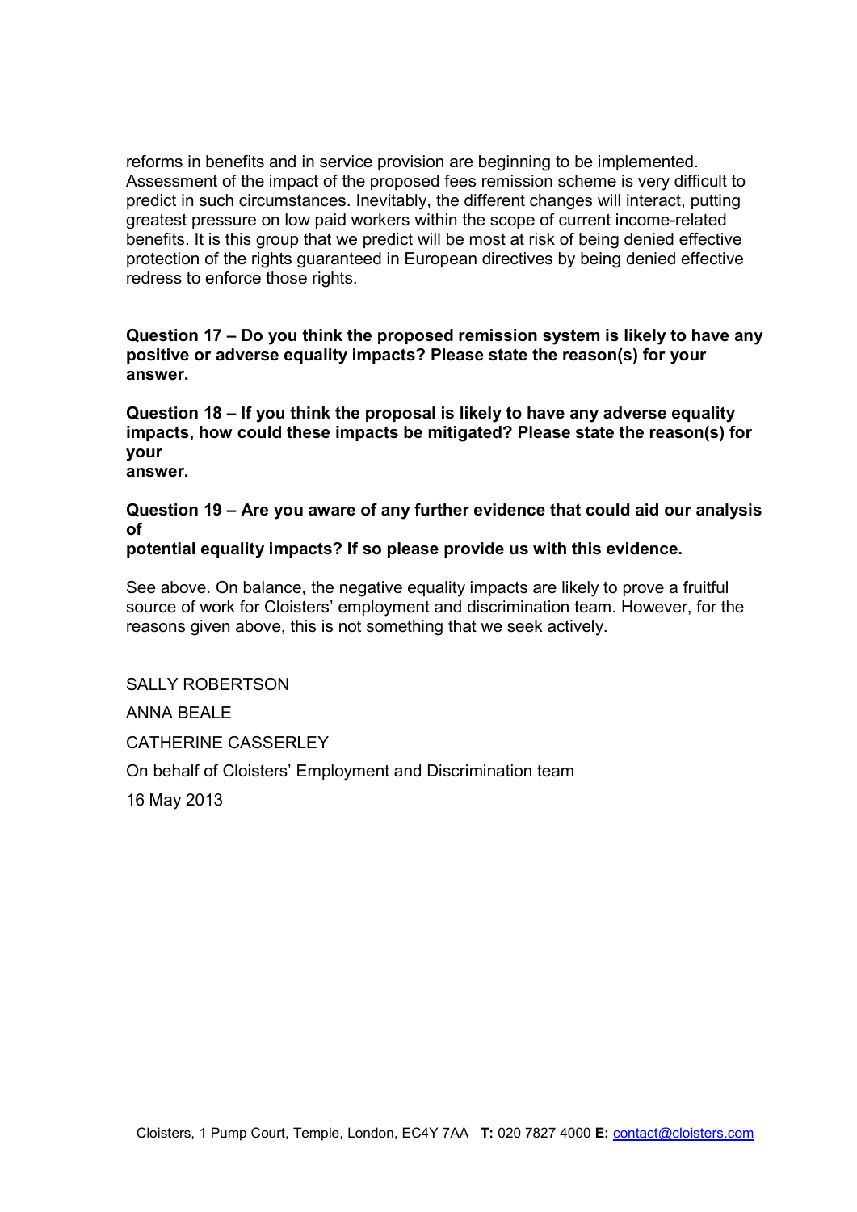reforms in benefits and in service provision are beginning to be implemented. Assessment of the impact of the proposed fees remission scheme is very difficult to predict in such circumstances. Inevitably, the different changes will interact, putting greatest pressure on low paid workers within the scope of current income-related benefits. It is this group that we predict will be most at risk of being denied effective protection of the rights guaranteed in European directives by being denied effective redress to enforce those rights.

**Question 17 – Do you think the proposed remission system is likely to have any positive or adverse equality impacts? Please state the reason(s) for your answer.**

**Question 18 – If you think the proposal is likely to have any adverse equality impacts, how could these impacts be mitigated? Please state the reason(s) for your answer.**

**Question 19 – Are you aware of any further evidence that could aid our analysis of potential equality impacts? If so please provide us with this evidence.**

See above. On balance, the negative equality impacts are likely to prove a fruitful source of work for Cloisters' employment and discrimination team. However, for the reasons given above, this is not something that we seek actively.

SALLY ROBERTSON

ANNA BEALE

CATHERINE CASSERLEY

On behalf of Cloisters' Employment and Discrimination team

16 May 2013